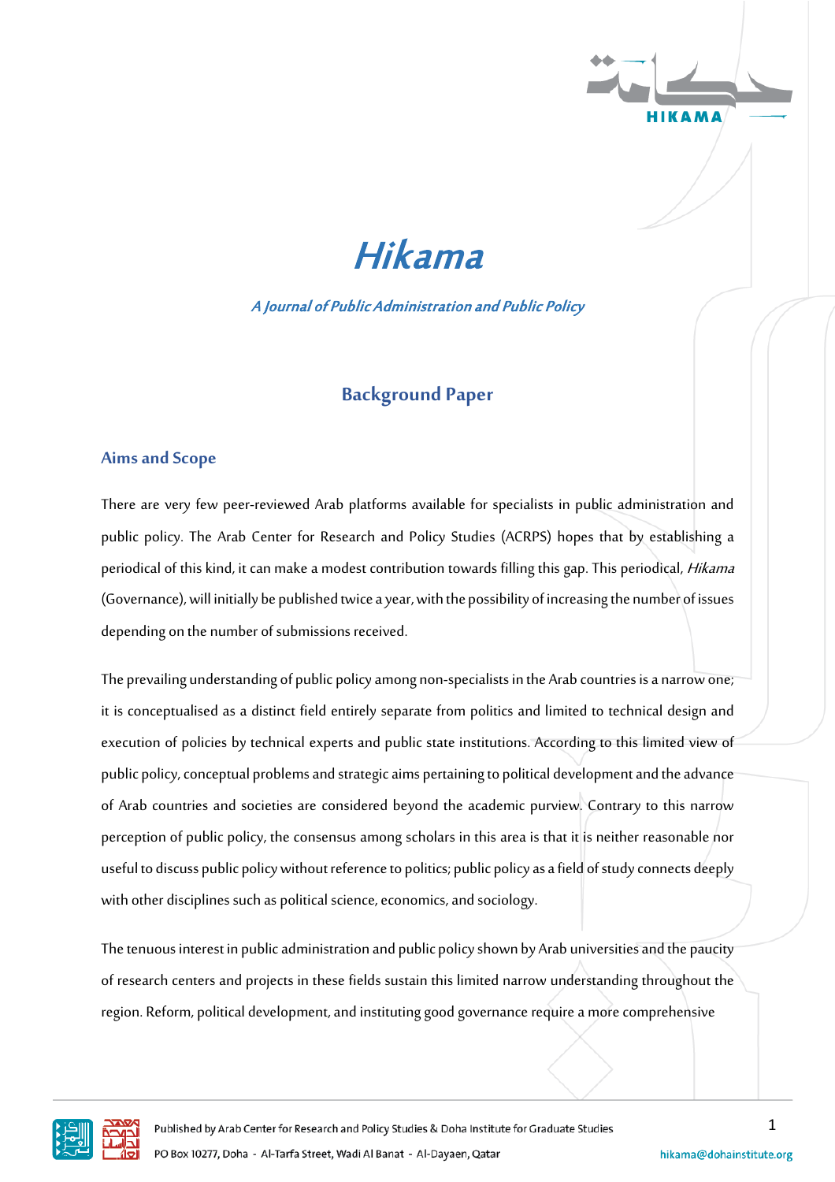# *Hikama*

***A Journal of Public Administration and Public Policy***

## Background Paper

### Aims and Scope

There are very few peer-reviewed Arab platforms available for specialists in public administration and public policy. The Arab Center for Research and Policy Studies (ACRPS) hopes that by establishing a periodical of this kind, it can make a modest contribution towards filling this gap. This periodical, *Hikama* (Governance), will initially be published twice a year, with the possibility of increasing the number of issues depending on the number of submissions received.

The prevailing understanding of public policy among non-specialists in the Arab countries is a narrow one; it is conceptualised as a distinct field entirely separate from politics and limited to technical design and execution of policies by technical experts and public state institutions. According to this limited view of public policy, conceptual problems and strategic aims pertaining to political development and the advance of Arab countries and societies are considered beyond the academic purview. Contrary to this narrow perception of public policy, the consensus among scholars in this area is that it is neither reasonable nor useful to discuss public policy without reference to politics; public policy as a field of study connects deeply with other disciplines such as political science, economics, and sociology.

The tenuous interest in public administration and public policy shown by Arab universities and the paucity of research centers and projects in these fields sustain this limited narrow understanding throughout the region. Reform, political development, and instituting good governance require a more comprehensive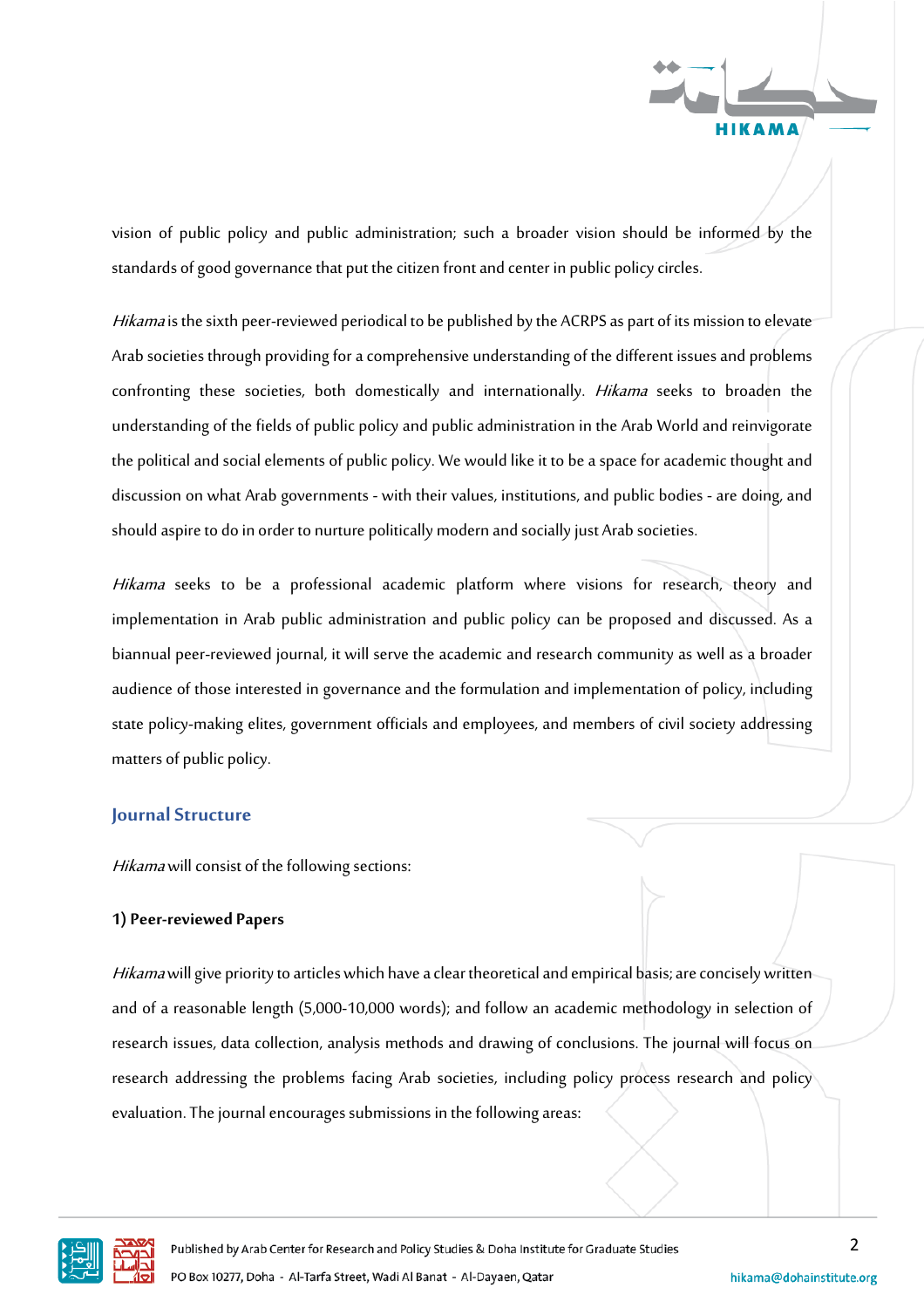vision of public policy and public administration; such a broader vision should be informed by the standards of good governance that put the citizen front and center in public policy circles.

*Hikama* is the sixth peer-reviewed periodical to be published by the ACRPS as part of its mission to elevate Arab societies through providing for a comprehensive understanding of the different issues and problems confronting these societies, both domestically and internationally. *Hikama* seeks to broaden the understanding of the fields of public policy and public administration in the Arab World and reinvigorate the political and social elements of public policy. We would like it to be a space for academic thought and discussion on what Arab governments - with their values, institutions, and public bodies - are doing, and should aspire to do in order to nurture politically modern and socially just Arab societies.

*Hikama* seeks to be a professional academic platform where visions for research, theory and implementation in Arab public administration and public policy can be proposed and discussed. As a biannual peer-reviewed journal, it will serve the academic and research community as well as a broader audience of those interested in governance and the formulation and implementation of policy, including state policy-making elites, government officials and employees, and members of civil society addressing matters of public policy.

## Journal Structure

*Hikama* will consist of the following sections:

**1) Peer-reviewed Papers**

*Hikama* will give priority to articles which have a clear theoretical and empirical basis; are concisely written and of a reasonable length (5,000-10,000 words); and follow an academic methodology in selection of research issues, data collection, analysis methods and drawing of conclusions. The journal will focus on research addressing the problems facing Arab societies, including policy process research and policy evaluation. The journal encourages submissions in the following areas: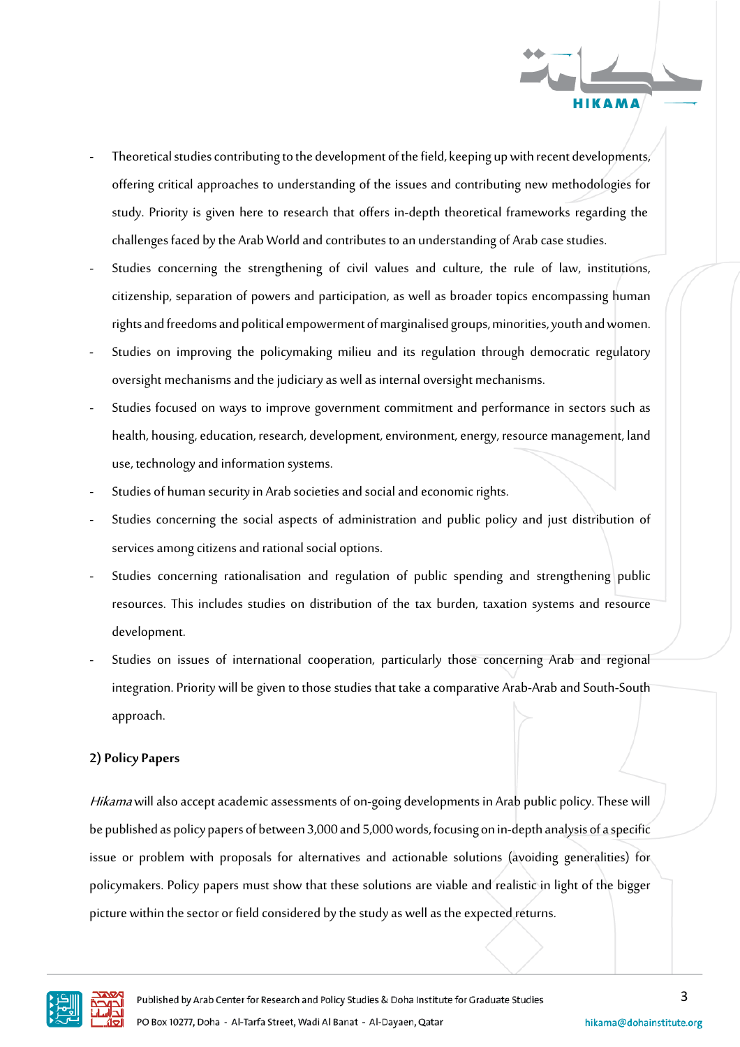- Theoretical studies contributing to the development of the field, keeping up with recent developments, offering critical approaches to understanding of the issues and contributing new methodologies for study. Priority is given here to research that offers in-depth theoretical frameworks regarding the challenges faced by the Arab World and contributes to an understanding of Arab case studies.
- Studies concerning the strengthening of civil values and culture, the rule of law, institutions, citizenship, separation of powers and participation, as well as broader topics encompassing human rights and freedoms and political empowerment of marginalised groups, minorities, youth and women.
- Studies on improving the policymaking milieu and its regulation through democratic regulatory oversight mechanisms and the judiciary as well as internal oversight mechanisms.
- Studies focused on ways to improve government commitment and performance in sectors such as health, housing, education, research, development, environment, energy, resource management, land use, technology and information systems.
- Studies of human security in Arab societies and social and economic rights.
- Studies concerning the social aspects of administration and public policy and just distribution of services among citizens and rational social options.
- Studies concerning rationalisation and regulation of public spending and strengthening public resources. This includes studies on distribution of the tax burden, taxation systems and resource development.
- Studies on issues of international cooperation, particularly those concerning Arab and regional integration. Priority will be given to those studies that take a comparative Arab-Arab and South-South approach.

**2) Policy Papers**

*Hikama* will also accept academic assessments of on-going developments in Arab public policy. These will be published as policy papers of between 3,000 and 5,000 words, focusing on in-depth analysis of a specific issue or problem with proposals for alternatives and actionable solutions (avoiding generalities) for policymakers. Policy papers must show that these solutions are viable and realistic in light of the bigger picture within the sector or field considered by the study as well as the expected returns.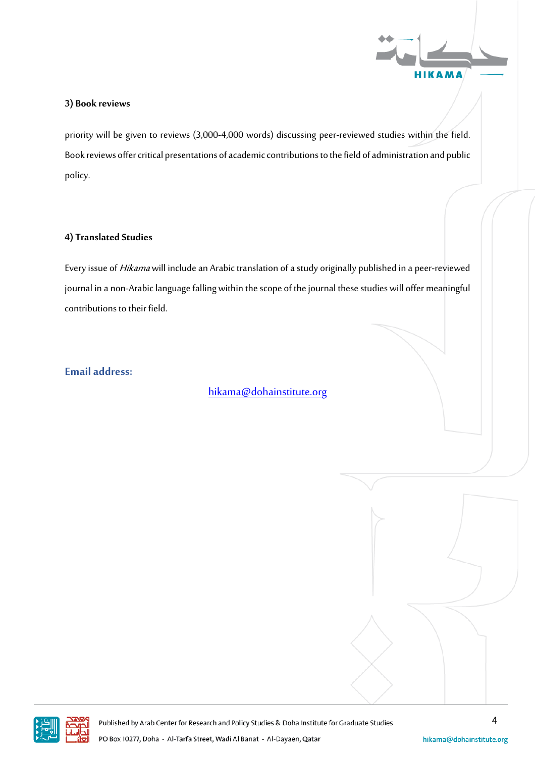### 3) Book reviews

priority will be given to reviews (3,000-4,000 words) discussing peer-reviewed studies within the field. Book reviews offer critical presentations of academic contributions to the field of administration and public policy.

### 4) Translated Studies

Every issue of *Hikama* will include an Arabic translation of a study originally published in a peer-reviewed journal in a non-Arabic language falling within the scope of the journal these studies will offer meaningful contributions to their field.

**Email address:**

hikama@dohainstitute.org